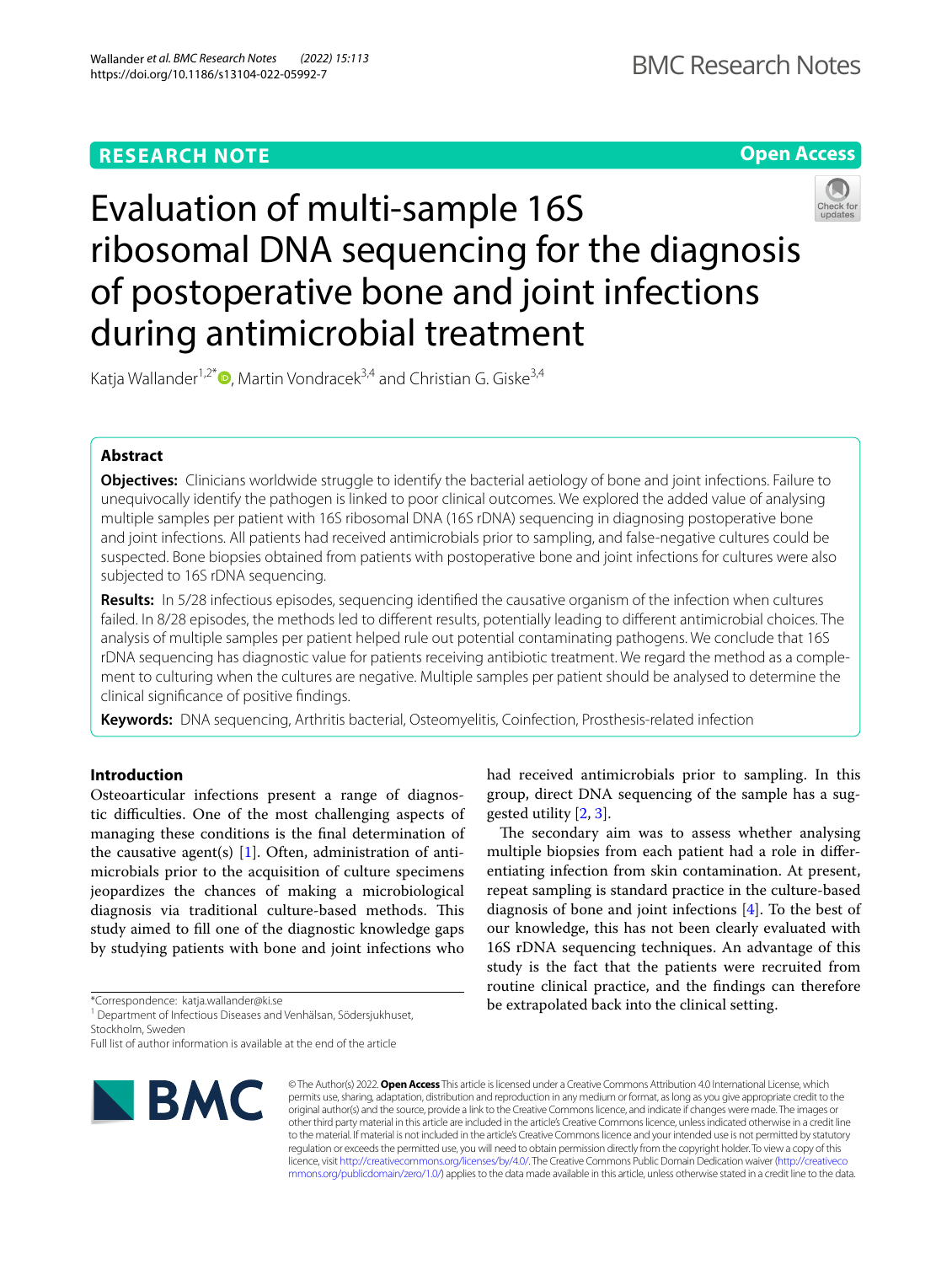RESEARCH NOTE

Open Access

# Evaluation of multi-sample 16S ribosomal DNA sequencing for the diagnosis of postoperative bone and joint infections during antimicrobial treatment

Katja Wallander[1,2*], Martin Vondracek[3,4] and Christian G. Giske[3,4]

## Abstract

**Objectives:** Clinicians worldwide struggle to identify the bacterial aetiology of bone and joint infections. Failure to unequivocally identify the pathogen is linked to poor clinical outcomes. We explored the added value of analysing multiple samples per patient with 16S ribosomal DNA (16S rDNA) sequencing in diagnosing postoperative bone and joint infections. All patients had received antimicrobials prior to sampling, and false-negative cultures could be suspected. Bone biopsies obtained from patients with postoperative bone and joint infections for cultures were also subjected to 16S rDNA sequencing.

**Results:** In 5/28 infectious episodes, sequencing identified the causative organism of the infection when cultures failed. In 8/28 episodes, the methods led to different results, potentially leading to different antimicrobial choices. The analysis of multiple samples per patient helped rule out potential contaminating pathogens. We conclude that 16S rDNA sequencing has diagnostic value for patients receiving antibiotic treatment. We regard the method as a complement to culturing when the cultures are negative. Multiple samples per patient should be analysed to determine the clinical significance of positive findings.

**Keywords:** DNA sequencing, Arthritis bacterial, Osteomyelitis, Coinfection, Prosthesis-related infection

## Introduction

Osteoarticular infections present a range of diagnostic difficulties. One of the most challenging aspects of managing these conditions is the final determination of the causative agent(s) [1]. Often, administration of antimicrobials prior to the acquisition of culture specimens jeopardizes the chances of making a microbiological diagnosis via traditional culture-based methods. This study aimed to fill one of the diagnostic knowledge gaps by studying patients with bone and joint infections who had received antimicrobials prior to sampling. In this group, direct DNA sequencing of the sample has a suggested utility [2, 3].

The secondary aim was to assess whether analysing multiple biopsies from each patient had a role in differentiating infection from skin contamination. At present, repeat sampling is standard practice in the culture-based diagnosis of bone and joint infections [4]. To the best of our knowledge, this has not been clearly evaluated with 16S rDNA sequencing techniques. An advantage of this study is the fact that the patients were recruited from routine clinical practice, and the findings can therefore be extrapolated back into the clinical setting.

*Correspondence: katja.wallander@ki.se

[1] Department of Infectious Diseases and Venhälsan, Södersjukhuset, Stockholm, Sweden

Full list of author information is available at the end of the article

© The Author(s) 2022. **Open Access** This article is licensed under a Creative Commons Attribution 4.0 International License, which permits use, sharing, adaptation, distribution and reproduction in any medium or format, as long as you give appropriate credit to the original author(s) and the source, provide a link to the Creative Commons licence, and indicate if changes were made. The images or other third party material in this article are included in the article's Creative Commons licence, unless indicated otherwise in a credit line to the material. If material is not included in the article's Creative Commons licence and your intended use is not permitted by statutory regulation or exceeds the permitted use, you will need to obtain permission directly from the copyright holder. To view a copy of this licence, visit http://creativecommons.org/licenses/by/4.0/. The Creative Commons Public Domain Dedication waiver (http://creativecommons.org/publicdomain/zero/1.0/) applies to the data made available in this article, unless otherwise stated in a credit line to the data.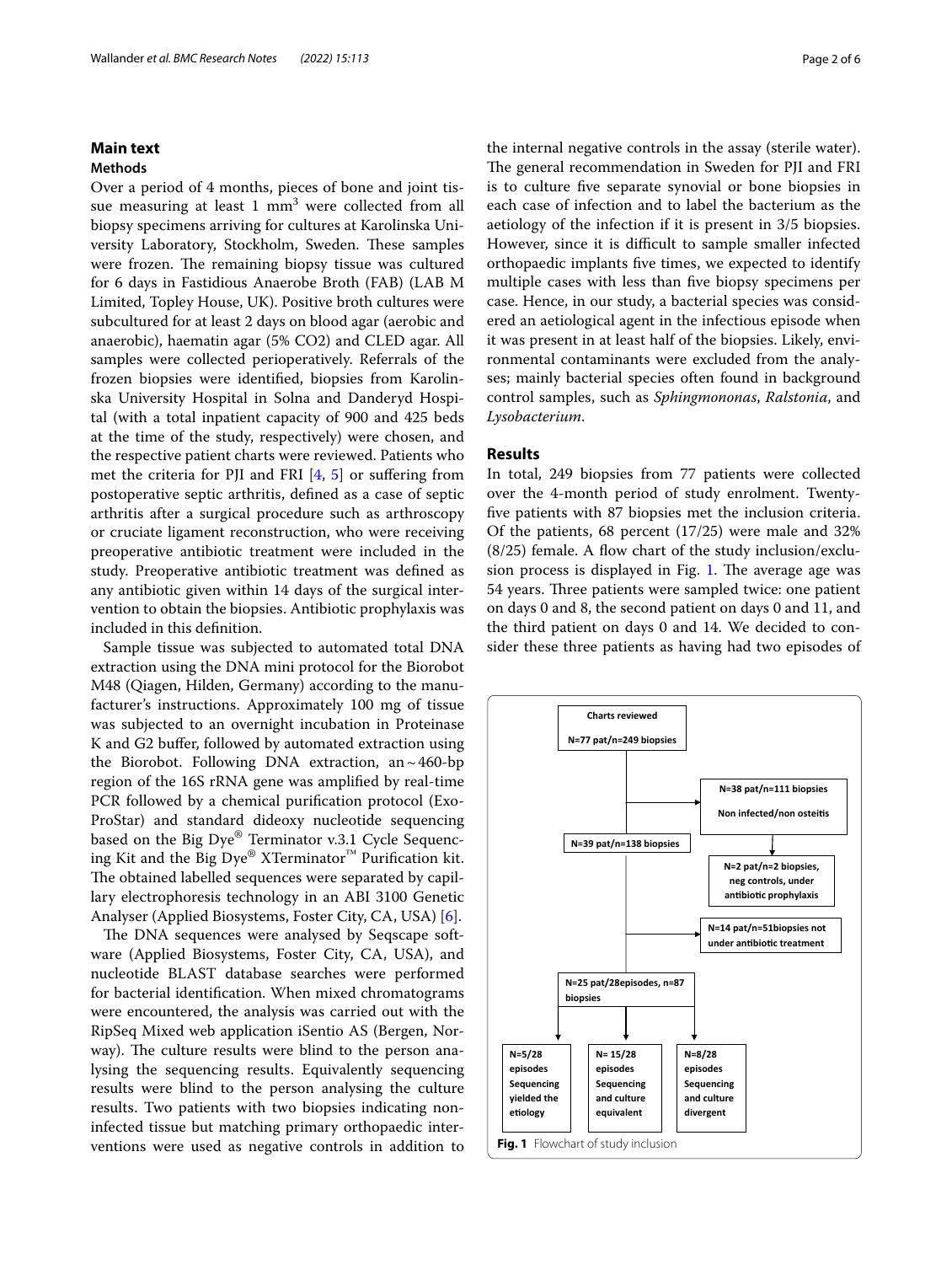## Main text

### Methods

Over a period of 4 months, pieces of bone and joint tissue measuring at least 1 $mm^3$ were collected from all biopsy specimens arriving for cultures at Karolinska University Laboratory, Stockholm, Sweden. These samples were frozen. The remaining biopsy tissue was cultured for 6 days in Fastidious Anaerobe Broth (FAB) (LAB M Limited, Topley House, UK). Positive broth cultures were subcultured for at least 2 days on blood agar (aerobic and anaerobic), haematin agar (5% CO2) and CLED agar. All samples were collected perioperatively. Referrals of the frozen biopsies were identified, biopsies from Karolinska University Hospital in Solna and Danderyd Hospital (with a total inpatient capacity of 900 and 425 beds at the time of the study, respectively) were chosen, and the respective patient charts were reviewed. Patients who met the criteria for PJI and FRI [4, 5] or suffering from postoperative septic arthritis, defined as a case of septic arthritis after a surgical procedure such as arthroscopy or cruciate ligament reconstruction, who were receiving preoperative antibiotic treatment were included in the study. Preoperative antibiotic treatment was defined as any antibiotic given within 14 days of the surgical intervention to obtain the biopsies. Antibiotic prophylaxis was included in this definition.

Sample tissue was subjected to automated total DNA extraction using the DNA mini protocol for the Biorobot M48 (Qiagen, Hilden, Germany) according to the manufacturer's instructions. Approximately 100 mg of tissue was subjected to an overnight incubation in Proteinase K and G2 buffer, followed by automated extraction using the Biorobot. Following DNA extraction, an ~460-bp region of the 16S rRNA gene was amplified by real-time PCR followed by a chemical purification protocol (Exo-ProStar) and standard dideoxy nucleotide sequencing based on the Big Dye® Terminator v.3.1 Cycle Sequencing Kit and the Big Dye® XTerminator™ Purification kit. The obtained labelled sequences were separated by capillary electrophoresis technology in an ABI 3100 Genetic Analyser (Applied Biosystems, Foster City, CA, USA) [6].

The DNA sequences were analysed by Seqscape software (Applied Biosystems, Foster City, CA, USA), and nucleotide BLAST database searches were performed for bacterial identification. When mixed chromatograms were encountered, the analysis was carried out with the RipSeq Mixed web application iSentio AS (Bergen, Norway). The culture results were blind to the person analysing the sequencing results. Equivalently sequencing results were blind to the person analysing the culture results. Two patients with two biopsies indicating non-infected tissue but matching primary orthopaedic interventions were used as negative controls in addition to the internal negative controls in the assay (sterile water). The general recommendation in Sweden for PJI and FRI is to culture five separate synovial or bone biopsies in each case of infection and to label the bacterium as the aetiology of the infection if it is present in 3/5 biopsies. However, since it is difficult to sample smaller infected orthopaedic implants five times, we expected to identify multiple cases with less than five biopsy specimens per case. Hence, in our study, a bacterial species was considered an aetiological agent in the infectious episode when it was present in at least half of the biopsies. Likely, environmental contaminants were excluded from the analyses; mainly bacterial species often found in background control samples, such as *Sphingmononas*, *Ralstonia*, and *Lysobacterium*.

### Results

In total, 249 biopsies from 77 patients were collected over the 4-month period of study enrolment. Twenty-five patients with 87 biopsies met the inclusion criteria. Of the patients, 68 percent (17/25) were male and 32% (8/25) female. A flow chart of the study inclusion/exclusion process is displayed in Fig. 1. The average age was 54 years. Three patients were sampled twice: one patient on days 0 and 8, the second patient on days 0 and 11, and the third patient on days 0 and 14. We decided to consider these three patients as having had two episodes of

Charts reviewed
N=77 pat/n=249 biopsies

N=38 pat/n=111 biopsies
Non infected/non osteitis

N=39 pat/n=138 biopsies

N=2 pat/n=2 biopsies, neg controls, under antibiotic prophylaxis

N=14 pat/n=51biopsies not under antibiotic treatment

N=25 pat/28episodes, n=87 biopsies

N=5/28 episodes Sequencing yielded the etiology

N= 15/28 episodes Sequencing and culture equivalent

N=8/28 episodes Sequencing and culture divergent

**Fig. 1** Flowchart of study inclusion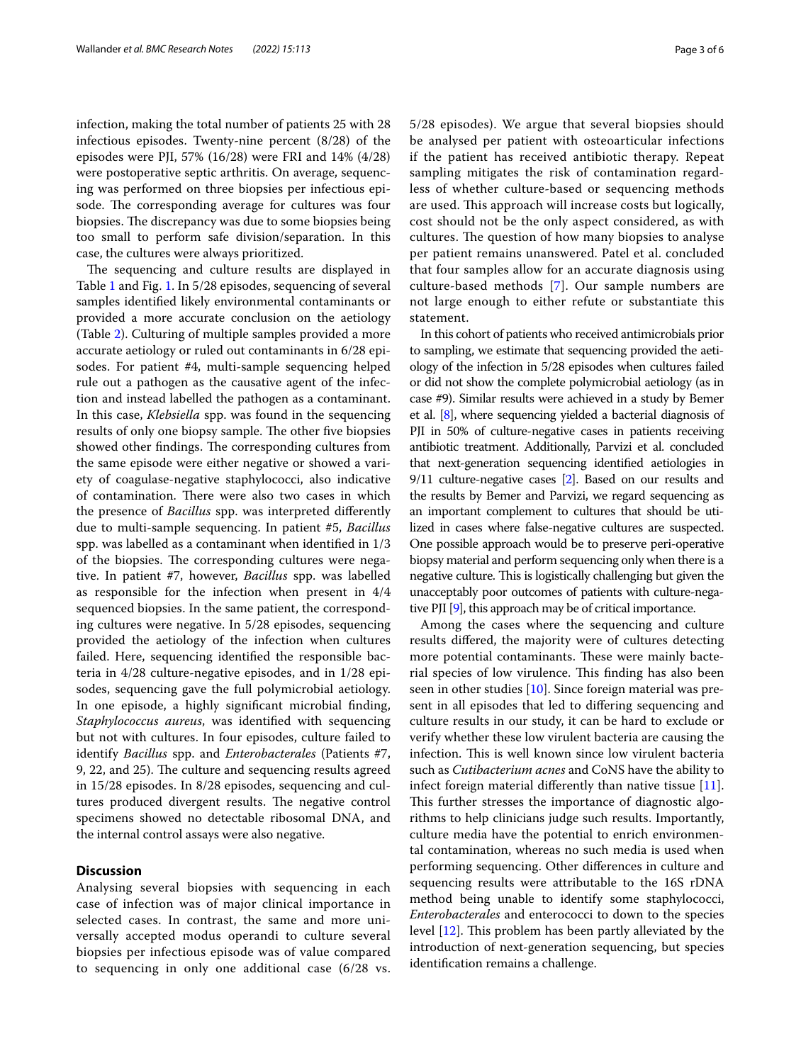infection, making the total number of patients 25 with 28 infectious episodes. Twenty-nine percent (8/28) of the episodes were PJI, 57% (16/28) were FRI and 14% (4/28) were postoperative septic arthritis. On average, sequencing was performed on three biopsies per infectious episode. The corresponding average for cultures was four biopsies. The discrepancy was due to some biopsies being too small to perform safe division/separation. In this case, the cultures were always prioritized.

The sequencing and culture results are displayed in Table 1 and Fig. 1. In 5/28 episodes, sequencing of several samples identified likely environmental contaminants or provided a more accurate conclusion on the aetiology (Table 2). Culturing of multiple samples provided a more accurate aetiology or ruled out contaminants in 6/28 episodes. For patient #4, multi-sample sequencing helped rule out a pathogen as the causative agent of the infection and instead labelled the pathogen as a contaminant. In this case, *Klebsiella* spp. was found in the sequencing results of only one biopsy sample. The other five biopsies showed other findings. The corresponding cultures from the same episode were either negative or showed a variety of coagulase-negative staphylococci, also indicative of contamination. There were also two cases in which the presence of *Bacillus* spp. was interpreted differently due to multi-sample sequencing. In patient #5, *Bacillus* spp. was labelled as a contaminant when identified in 1/3 of the biopsies. The corresponding cultures were negative. In patient #7, however, *Bacillus* spp. was labelled as responsible for the infection when present in 4/4 sequenced biopsies. In the same patient, the corresponding cultures were negative. In 5/28 episodes, sequencing provided the aetiology of the infection when cultures failed. Here, sequencing identified the responsible bacteria in 4/28 culture-negative episodes, and in 1/28 episodes, sequencing gave the full polymicrobial aetiology. In one episode, a highly significant microbial finding, *Staphylococcus aureus*, was identified with sequencing but not with cultures. In four episodes, culture failed to identify *Bacillus* spp. and *Enterobacterales* (Patients #7, 9, 22, and 25). The culture and sequencing results agreed in 15/28 episodes. In 8/28 episodes, sequencing and cultures produced divergent results. The negative control specimens showed no detectable ribosomal DNA, and the internal control assays were also negative.

## Discussion

Analysing several biopsies with sequencing in each case of infection was of major clinical importance in selected cases. In contrast, the same and more universally accepted modus operandi to culture several biopsies per infectious episode was of value compared to sequencing in only one additional case (6/28 vs. 5/28 episodes). We argue that several biopsies should be analysed per patient with osteoarticular infections if the patient has received antibiotic therapy. Repeat sampling mitigates the risk of contamination regardless of whether culture-based or sequencing methods are used. This approach will increase costs but logically, cost should not be the only aspect considered, as with cultures. The question of how many biopsies to analyse per patient remains unanswered. Patel et al. concluded that four samples allow for an accurate diagnosis using culture-based methods [7]. Our sample numbers are not large enough to either refute or substantiate this statement.

In this cohort of patients who received antimicrobials prior to sampling, we estimate that sequencing provided the aetiology of the infection in 5/28 episodes when cultures failed or did not show the complete polymicrobial aetiology (as in case #9). Similar results were achieved in a study by Bemer et al. [8], where sequencing yielded a bacterial diagnosis of PJI in 50% of culture-negative cases in patients receiving antibiotic treatment. Additionally, Parvizi et al. concluded that next-generation sequencing identified aetiologies in 9/11 culture-negative cases [2]. Based on our results and the results by Bemer and Parvizi, we regard sequencing as an important complement to cultures that should be utilized in cases where false-negative cultures are suspected. One possible approach would be to preserve peri-operative biopsy material and perform sequencing only when there is a negative culture. This is logistically challenging but given the unacceptably poor outcomes of patients with culture-negative PJI [9], this approach may be of critical importance.

Among the cases where the sequencing and culture results differed, the majority were of cultures detecting more potential contaminants. These were mainly bacterial species of low virulence. This finding has also been seen in other studies [10]. Since foreign material was present in all episodes that led to differing sequencing and culture results in our study, it can be hard to exclude or verify whether these low virulent bacteria are causing the infection. This is well known since low virulent bacteria such as *Cutibacterium acnes* and CoNS have the ability to infect foreign material differently than native tissue [11]. This further stresses the importance of diagnostic algorithms to help clinicians judge such results. Importantly, culture media have the potential to enrich environmental contamination, whereas no such media is used when performing sequencing. Other differences in culture and sequencing results were attributable to the 16S rDNA method being unable to identify some staphylococci, *Enterobacterales* and enterococci to down to the species level [12]. This problem has been partly alleviated by the introduction of next-generation sequencing, but species identification remains a challenge.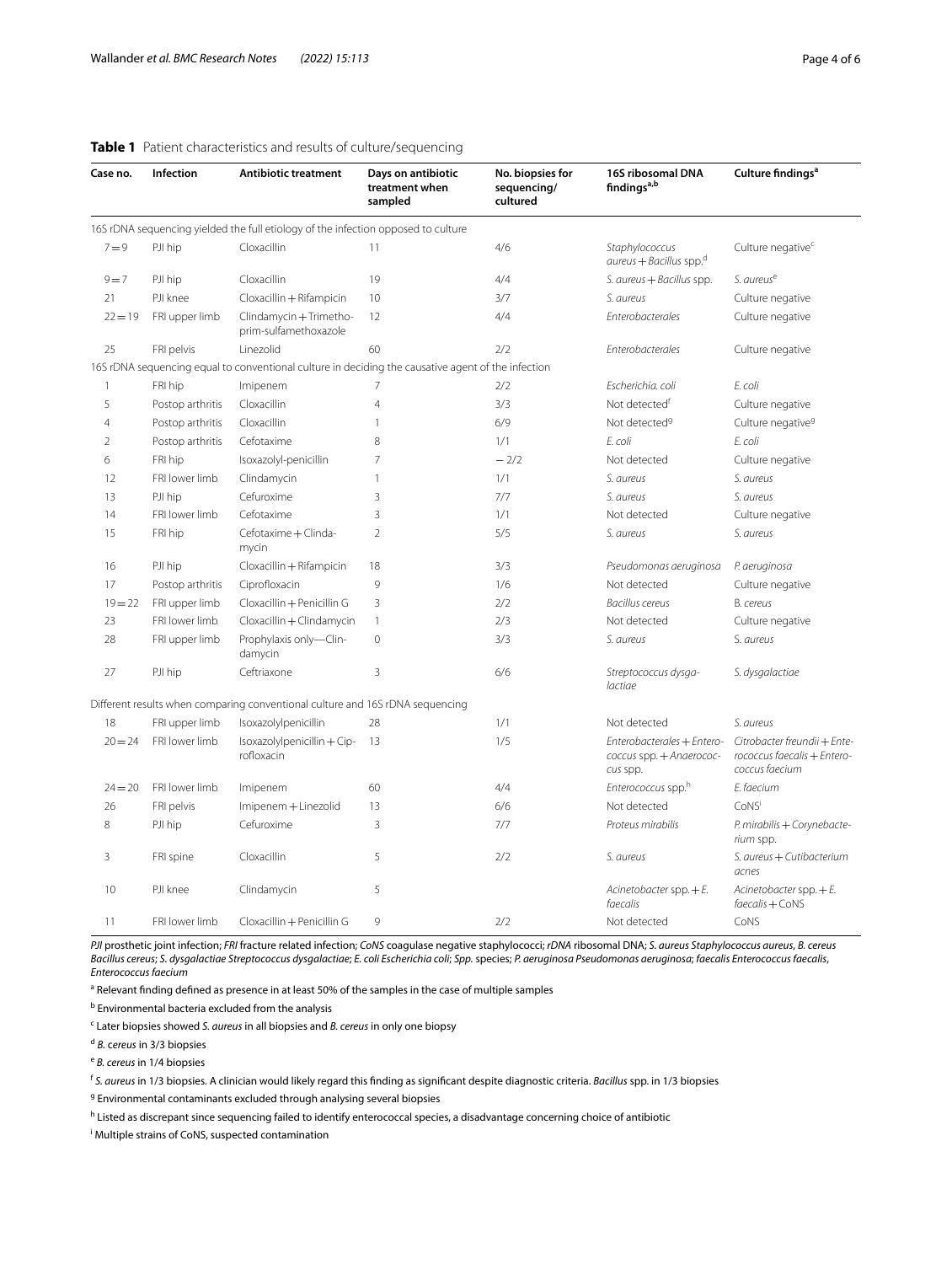**Table 1** Patient characteristics and results of culture/sequencing

| Case no. | Infection | Antibiotic treatment | Days on antibiotic treatment when sampled | No. biopsies for sequencing/cultured | 16S ribosomal DNA findings[a,b] | Culture findings[a] |
|---|---|---|---|---|---|---|
| 16S rDNA sequencing yielded the full etiology of the infection opposed to culture | | | | | | |
| 7 = 9 | PJI hip | Cloxacillin | 11 | 4/6 | *Staphylococcus aureus* + *Bacillus* spp.[d] | Culture negative[c] |
| 9 = 7 | PJI hip | Cloxacillin | 19 | 4/4 | *S. aureus* + *Bacillus* spp. | *S. aureus*[e] |
| 21 | PJI knee | Cloxacillin + Rifampicin | 10 | 3/7 | *S. aureus* | Culture negative |
| 22 = 19 | FRI upper limb | Clindamycin + Trimethoprim-sulfamethoxazole | 12 | 4/4 | *Enterobacterales* | Culture negative |
| 25 | FRI pelvis | Linezolid | 60 | 2/2 | *Enterobacterales* | Culture negative |
| 16S rDNA sequencing equal to conventional culture in deciding the causative agent of the infection | | | | | | |
| 1 | FRI hip | Imipenem | 7 | 2/2 | *Escherichia. coli* | *E. coli* |
| 5 | Postop arthritis | Cloxacillin | 4 | 3/3 | Not detected[f] | Culture negative |
| 4 | Postop arthritis | Cloxacillin | 1 | 6/9 | Not detected[g] | Culture negative[g] |
| 2 | Postop arthritis | Cefotaxime | 8 | 1/1 | *E. coli* | *E. coli* |
| 6 | FRI hip | Isoxazolyl-penicillin | 7 | − 2/2 | Not detected | Culture negative |
| 12 | FRI lower limb | Clindamycin | 1 | 1/1 | *S. aureus* | *S. aureus* |
| 13 | PJI hip | Cefuroxime | 3 | 7/7 | *S. aureus* | *S. aureus* |
| 14 | FRI lower limb | Cefotaxime | 3 | 1/1 | Not detected | Culture negative |
| 15 | FRI hip | Cefotaxime + Clindamycin | 2 | 5/5 | *S. aureus* | *S. aureus* |
| 16 | PJI hip | Cloxacillin + Rifampicin | 18 | 3/3 | *Pseudomonas aeruginosa* | *P. aeruginosa* |
| 17 | Postop arthritis | Ciprofloxacin | 9 | 1/6 | Not detected | Culture negative |
| 19 = 22 | FRI upper limb | Cloxacillin + Penicillin G | 3 | 2/2 | *Bacillus cereus* | B. cereus |
| 23 | FRI lower limb | Cloxacillin + Clindamycin | 1 | 2/3 | Not detected | Culture negative |
| 28 | FRI upper limb | Prophylaxis only—Clindamycin | 0 | 3/3 | *S. aureus* | S. aureus |
| 27 | PJI hip | Ceftriaxone | 3 | 6/6 | *Streptococcus dysgalactiae* | *S. dysgalactiae* |
| Different results when comparing conventional culture and 16S rDNA sequencing | | | | | | |
| 18 | FRI upper limb | Isoxazolylpenicillin | 28 | 1/1 | Not detected | *S. aureus* |
| 20 = 24 | FRI lower limb | Isoxazolylpenicillin + Ciprofloxacin | 13 | 1/5 | *Enterobacterales* + *Enterococcus* spp. + *Anaerococcus* spp. | *Citrobacter freundii* + *Enterococcus faecalis* + *Enterococcus faecium* |
| 24 = 20 | FRI lower limb | Imipenem | 60 | 4/4 | *Enterococcus* spp.[h] | *E. faecium* |
| 26 | FRI pelvis | Imipenem + Linezolid | 13 | 6/6 | Not detected | CoNS[i] |
| 8 | PJI hip | Cefuroxime | 3 | 7/7 | *Proteus mirabilis* | *P. mirabilis* + *Corynebacterium* spp. |
| 3 | FRI spine | Cloxacillin | 5 | 2/2 | *S. aureus* | *S. aureus* + *Cutibacterium acnes* |
| 10 | PJI knee | Clindamycin | 5 | | *Acinetobacter* spp. + *E. faecalis* | *Acinetobacter* spp. + *E. faecalis* + CoNS |
| 11 | FRI lower limb | Cloxacillin + Penicillin G | 9 | 2/2 | Not detected | CoNS |

*PJI* prosthetic joint infection; *FRI* fracture related infection; *CoNS* coagulase negative staphylococci; *rDNA* ribosomal DNA; *S. aureus Staphylococcus aureus*, *B. cereus Bacillus cereus*; *S. dysgalactiae Streptococcus dysgalactiae*; *E. coli Escherichia coli*; *Spp.* species; *P. aeruginosa Pseudomonas aeruginosa*; *faecalis Enterococcus faecalis*, *Enterococcus faecium*

[a] Relevant finding defined as presence in at least 50% of the samples in the case of multiple samples

[b] Environmental bacteria excluded from the analysis

[c] Later biopsies showed *S. aureus* in all biopsies and *B. cereus* in only one biopsy

[d] *B. cereus* in 3/3 biopsies

[e] *B. cereus* in 1/4 biopsies

[f] *S. aureus* in 1/3 biopsies. A clinician would likely regard this finding as significant despite diagnostic criteria. *Bacillus* spp. in 1/3 biopsies

[g] Environmental contaminants excluded through analysing several biopsies

[h] Listed as discrepant since sequencing failed to identify enterococcal species, a disadvantage concerning choice of antibiotic

[i] Multiple strains of CoNS, suspected contamination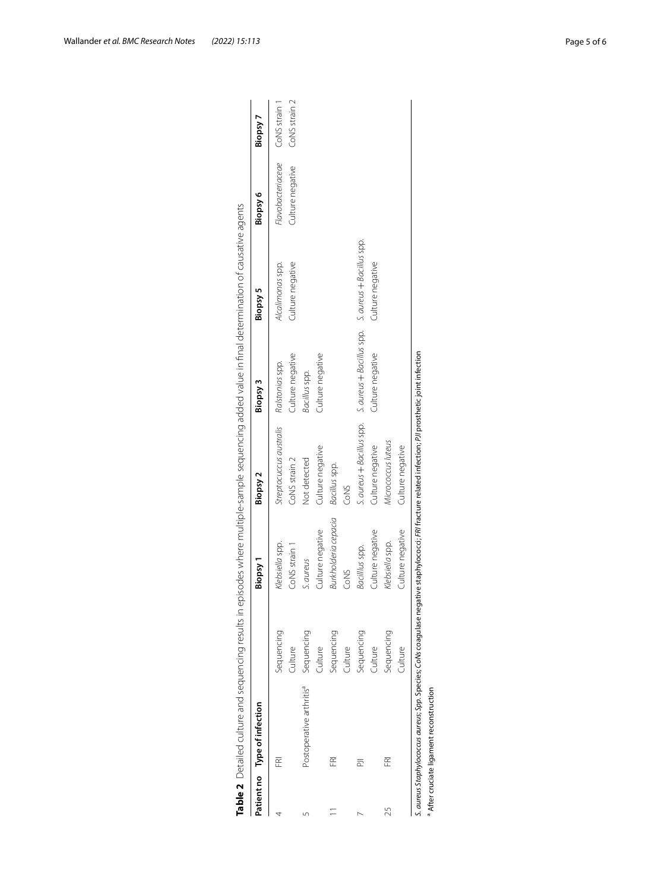**Table 2** Detailed culture and sequencing results in episodes where multiple-sample sequencing added value in final determination of causative agents

| Patient no | Type of infection | | Biopsy 1 | Biopsy 2 | Biopsy 3 | Biopsy 5 | Biopsy 6 | Biopsy 7 |
|---|---|---|---|---|---|---|---|---|
| 4 | FRI | Sequencing | *Klebsiella* spp. | *Streptocuccus australis* | *Ralstonias* spp. | *Alcalimonas* spp. | *Flavobacteriaceae* | CoNS strain 1 |
| | | Culture | CoNS strain 1 | CoNS strain 2 | Culture negative | Culture negative | Culture negative | CoNS strain 2 |
| 5 | Postoperative arthritis[a] | Sequencing | *S. aureus* | Not detected | *Bacillus* spp. | | | |
| | | Culture | Culture negative | Culture negative | Culture negative | | | |
| 11 | FRI | Sequencing | *Burkholderia cepacia* | *Bacillus* spp. | | | | |
| | | Culture | CoNS | CoNS | | | | |
| 7 | PJI | Sequencing | *Bacillus* spp. | *S. aureus* + *Bacillus* spp. | *S. aureus* + *Bacillus* spp. | *S. aureus* + *Bacillus* spp. | | |
| | | Culture | Culture negative | Culture negative | Culture negative | Culture negative | | |
| 25 | FRI | Sequencing | *Klebsiella* spp. | *Micrococcus luteus* | | | | |
| | | Culture | Culture negative | Culture negative | | | | |

*S. aureus Staphylococcus aureus*; *Spp.* Species; *CoNs* coagulase negative staphylococci; *FRI* fracture related infection; *PJI* prosthetic joint infection

[a] After cruciate ligament reconstruction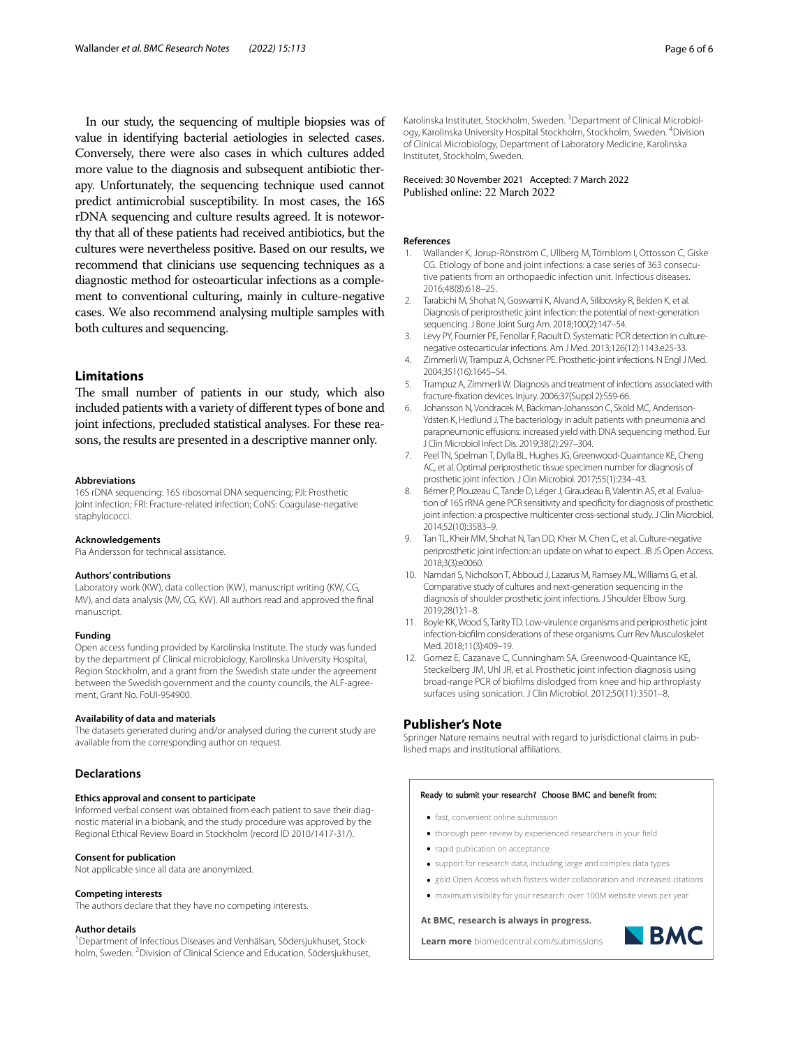In our study, the sequencing of multiple biopsies was of value in identifying bacterial aetiologies in selected cases. Conversely, there were also cases in which cultures added more value to the diagnosis and subsequent antibiotic therapy. Unfortunately, the sequencing technique used cannot predict antimicrobial susceptibility. In most cases, the 16S rDNA sequencing and culture results agreed. It is noteworthy that all of these patients had received antibiotics, but the cultures were nevertheless positive. Based on our results, we recommend that clinicians use sequencing techniques as a diagnostic method for osteoarticular infections as a complement to conventional culturing, mainly in culture-negative cases. We also recommend analysing multiple samples with both cultures and sequencing.

## Limitations

The small number of patients in our study, which also included patients with a variety of different types of bone and joint infections, precluded statistical analyses. For these reasons, the results are presented in a descriptive manner only.

#### Abbreviations

16S rDNA sequencing: 16S ribosomal DNA sequencing; PJI: Prosthetic joint infection; FRI: Fracture-related infection; CoNS: Coagulase-negative staphylococci.

#### Acknowledgements

Pia Andersson for technical assistance.

#### Authors' contributions

Laboratory work (KW), data collection (KW), manuscript writing (KW, CG, MV), and data analysis (MV, CG, KW). All authors read and approved the final manuscript.

#### Funding

Open access funding provided by Karolinska Institute. The study was funded by the department pf Clinical microbiology, Karolinska University Hospital, Region Stockholm, and a grant from the Swedish state under the agreement between the Swedish government and the county councils, the ALF-agreement, Grant No. FoUI-954900.

#### Availability of data and materials

The datasets generated during and/or analysed during the current study are available from the corresponding author on request.

### Declarations

#### Ethics approval and consent to participate

Informed verbal consent was obtained from each patient to save their diagnostic material in a biobank, and the study procedure was approved by the Regional Ethical Review Board in Stockholm (record ID 2010/1417-31/).

#### Consent for publication

Not applicable since all data are anonymized.

#### Competing interests

The authors declare that they have no competing interests.

#### Author details

[1]Department of Infectious Diseases and Venhälsan, Södersjukhuset, Stockholm, Sweden. [2]Division of Clinical Science and Education, Södersjukhuset, Karolinska Institutet, Stockholm, Sweden. [3]Department of Clinical Microbiology, Karolinska University Hospital Stockholm, Stockholm, Sweden. [4]Division of Clinical Microbiology, Department of Laboratory Medicine, Karolinska Institutet, Stockholm, Sweden.

Received: 30 November 2021 Accepted: 7 March 2022
Published online: 22 March 2022

#### References

1. Wallander K, Jorup-Rönström C, Ullberg M, Törnblom I, Ottosson C, Giske CG. Etiology of bone and joint infections: a case series of 363 consecutive patients from an orthopaedic infection unit. Infectious diseases. 2016;48(8):618–25.
2. Tarabichi M, Shohat N, Goswami K, Alvand A, Silibovsky R, Belden K, et al. Diagnosis of periprosthetic joint infection: the potential of next-generation sequencing. J Bone Joint Surg Am. 2018;100(2):147–54.
3. Levy PY, Fournier PE, Fenollar F, Raoult D. Systematic PCR detection in culture-negative osteoarticular infections. Am J Med. 2013;126(12):1143.e25-33.
4. Zimmerli W, Trampuz A, Ochsner PE. Prosthetic-joint infections. N Engl J Med. 2004;351(16):1645–54.
5. Trampuz A, Zimmerli W. Diagnosis and treatment of infections associated with fracture-fixation devices. Injury. 2006;37(Suppl 2):S59-66.
6. Johansson N, Vondracek M, Backman-Johansson C, Sköld MC, Andersson-Ydsten K, Hedlund J. The bacteriology in adult patients with pneumonia and parapneumonic effusions: increased yield with DNA sequencing method. Eur J Clin Microbiol Infect Dis. 2019;38(2):297–304.
7. Peel TN, Spelman T, Dylla BL, Hughes JG, Greenwood-Quaintance KE, Cheng AC, et al. Optimal periprosthetic tissue specimen number for diagnosis of prosthetic joint infection. J Clin Microbiol. 2017;55(1):234–43.
8. Bémer P, Plouzeau C, Tande D, Léger J, Giraudeau B, Valentin AS, et al. Evaluation of 16S rRNA gene PCR sensitivity and specificity for diagnosis of prosthetic joint infection: a prospective multicenter cross-sectional study. J Clin Microbiol. 2014;52(10):3583–9.
9. Tan TL, Kheir MM, Shohat N, Tan DD, Kheir M, Chen C, et al. Culture-negative periprosthetic joint infection: an update on what to expect. JB JS Open Access. 2018;3(3):e0060.
10. Namdari S, Nicholson T, Abboud J, Lazarus M, Ramsey ML, Williams G, et al. Comparative study of cultures and next-generation sequencing in the diagnosis of shoulder prosthetic joint infections. J Shoulder Elbow Surg. 2019;28(1):1–8.
11. Boyle KK, Wood S, Tarity TD. Low-virulence organisms and periprosthetic joint infection-biofilm considerations of these organisms. Curr Rev Musculoskelet Med. 2018;11(3):409–19.
12. Gomez E, Cazanave C, Cunningham SA, Greenwood-Quaintance KE, Steckelberg JM, Uhl JR, et al. Prosthetic joint infection diagnosis using broad-range PCR of biofilms dislodged from knee and hip arthroplasty surfaces using sonication. J Clin Microbiol. 2012;50(11):3501–8.

## Publisher's Note

Springer Nature remains neutral with regard to jurisdictional claims in published maps and institutional affiliations.

Ready to submit your research? Choose BMC and benefit from:

- fast, convenient online submission
- thorough peer review by experienced researchers in your field
- rapid publication on acceptance
- support for research data, including large and complex data types
- gold Open Access which fosters wider collaboration and increased citations
- maximum visibility for your research: over 100M website views per year

**At BMC, research is always in progress.**

**Learn more** biomedcentral.com/submissions